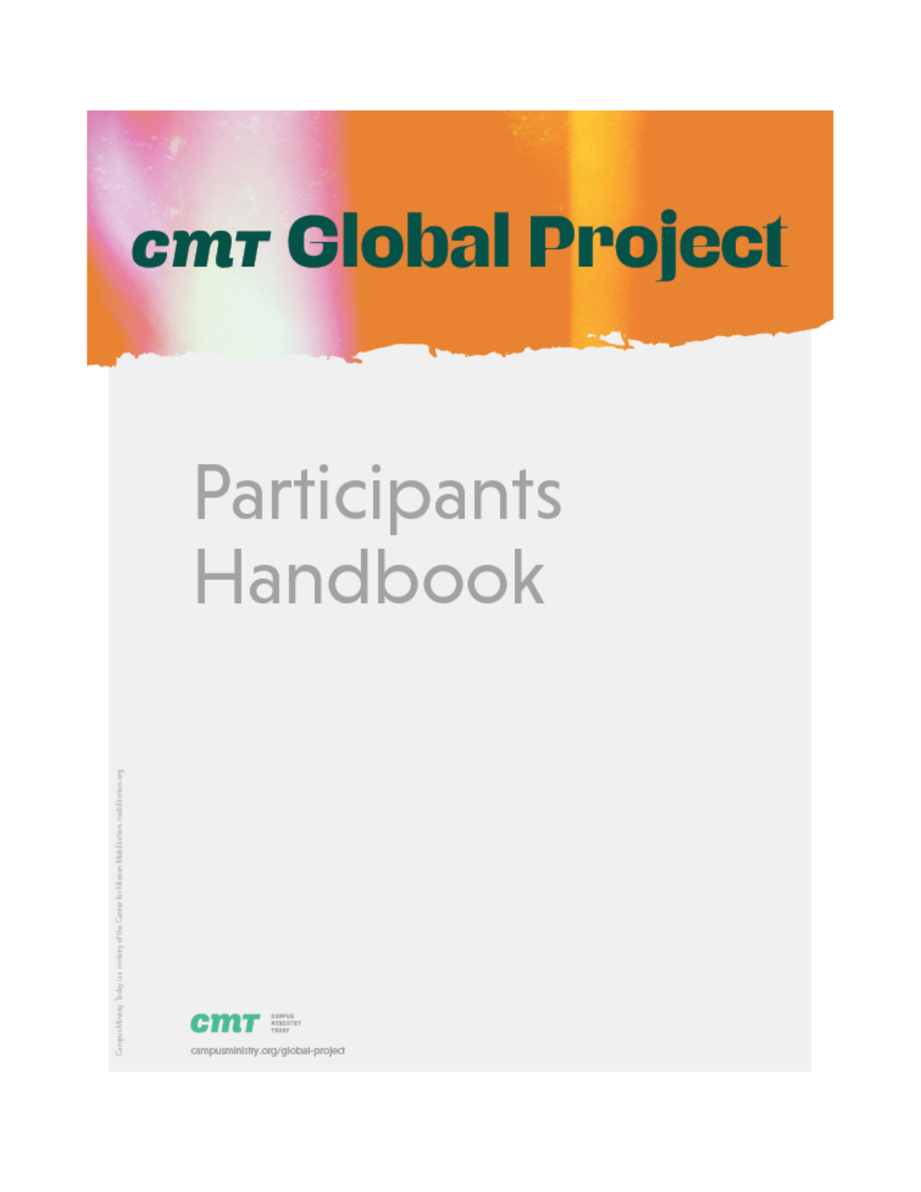# cmt Global Project

## Participants Handbook

cmt CAMPUS MINISTRY TODAY

campusministry.org/global-project

Campus Ministry Today is a ministry of the Center for Mission Mobilization. mobilization.org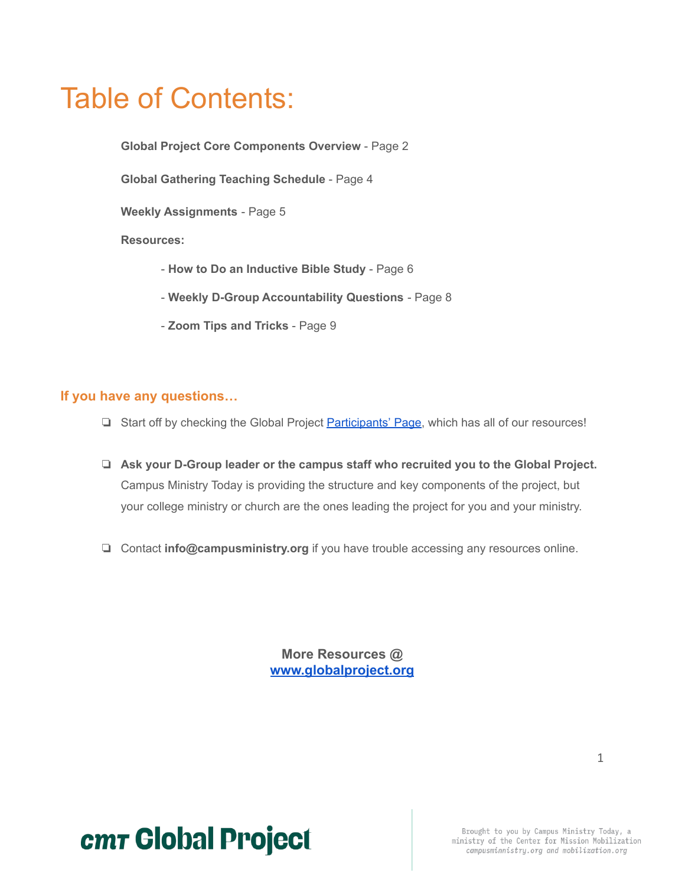# Table of Contents:

**Global Project Core Components Overview** - Page 2

**Global Gathering Teaching Schedule** - Page 4

**Weekly Assignments** - Page 5

**Resources:**

- **How to Do an Inductive Bible Study** - Page 6
- **Weekly D-Group Accountability Questions** - Page 8
- **Zoom Tips and Tricks** - Page 9

## If you have any questions…

- Start off by checking the Global Project [Participants' Page](), which has all of our resources!
- **Ask your D-Group leader or the campus staff who recruited you to the Global Project.** Campus Ministry Today is providing the structure and key components of the project, but your college ministry or church are the ones leading the project for you and your ministry.
- Contact **info@campusministry.org** if you have trouble accessing any resources online.

**More Resources @**
**[www.globalproject.org]()**

cmt Global Project

Brought to you by Campus Ministry Today, a ministry of the Center for Mission Mobilization
*campusminnistry.org and mobilization.org*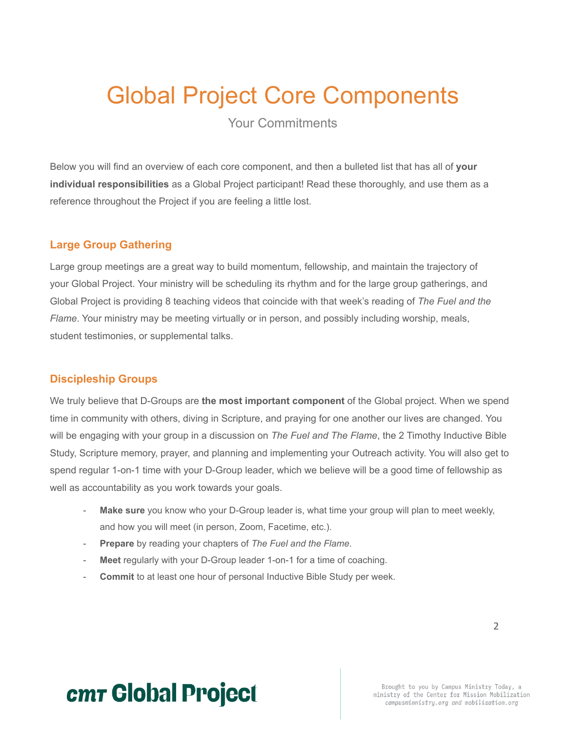# Global Project Core Components

Your Commitments

Below you will find an overview of each core component, and then a bulleted list that has all of **your individual responsibilities** as a Global Project participant! Read these thoroughly, and use them as a reference throughout the Project if you are feeling a little lost.

### Large Group Gathering

Large group meetings are a great way to build momentum, fellowship, and maintain the trajectory of your Global Project. Your ministry will be scheduling its rhythm and for the large group gatherings, and Global Project is providing 8 teaching videos that coincide with that week's reading of *The Fuel and the Flame*. Your ministry may be meeting virtually or in person, and possibly including worship, meals, student testimonies, or supplemental talks.

### Discipleship Groups

We truly believe that D-Groups are **the most important component** of the Global project. When we spend time in community with others, diving in Scripture, and praying for one another our lives are changed. You will be engaging with your group in a discussion on *The Fuel and The Flame*, the 2 Timothy Inductive Bible Study, Scripture memory, prayer, and planning and implementing your Outreach activity. You will also get to spend regular 1-on-1 time with your D-Group leader, which we believe will be a good time of fellowship as well as accountability as you work towards your goals.

- **Make sure** you know who your D-Group leader is, what time your group will plan to meet weekly, and how you will meet (in person, Zoom, Facetime, etc.).
- **Prepare** by reading your chapters of *The Fuel and the Flame*.
- **Meet** regularly with your D-Group leader 1-on-1 for a time of coaching.
- **Commit** to at least one hour of personal Inductive Bible Study per week.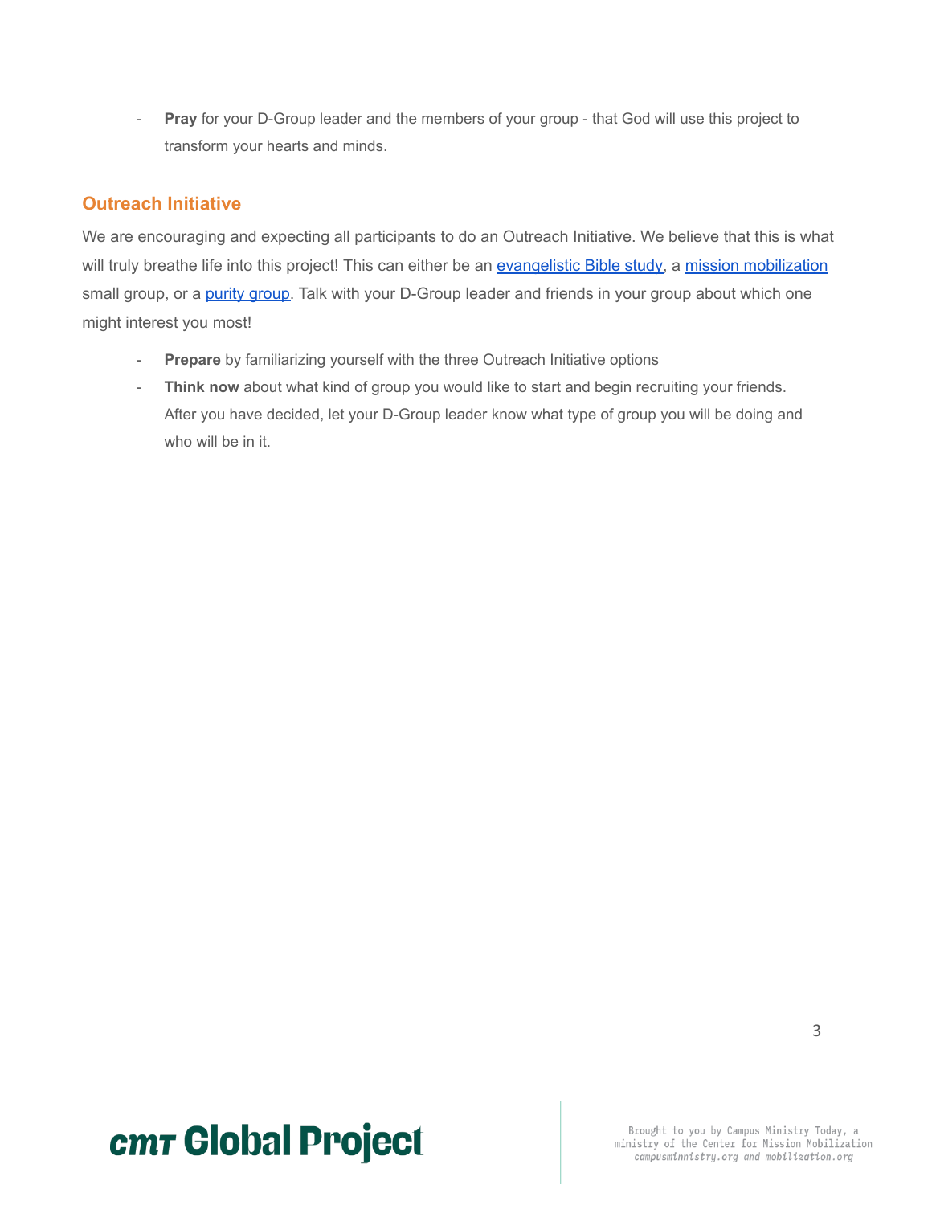- **Pray** for your D-Group leader and the members of your group - that God will use this project to transform your hearts and minds.

## Outreach Initiative

We are encouraging and expecting all participants to do an Outreach Initiative. We believe that this is what will truly breathe life into this project! This can either be an evangelistic Bible study, a mission mobilization small group, or a purity group. Talk with your D-Group leader and friends in your group about which one might interest you most!

- **Prepare** by familiarizing yourself with the three Outreach Initiative options
- **Think now** about what kind of group you would like to start and begin recruiting your friends. After you have decided, let your D-Group leader know what type of group you will be doing and who will be in it.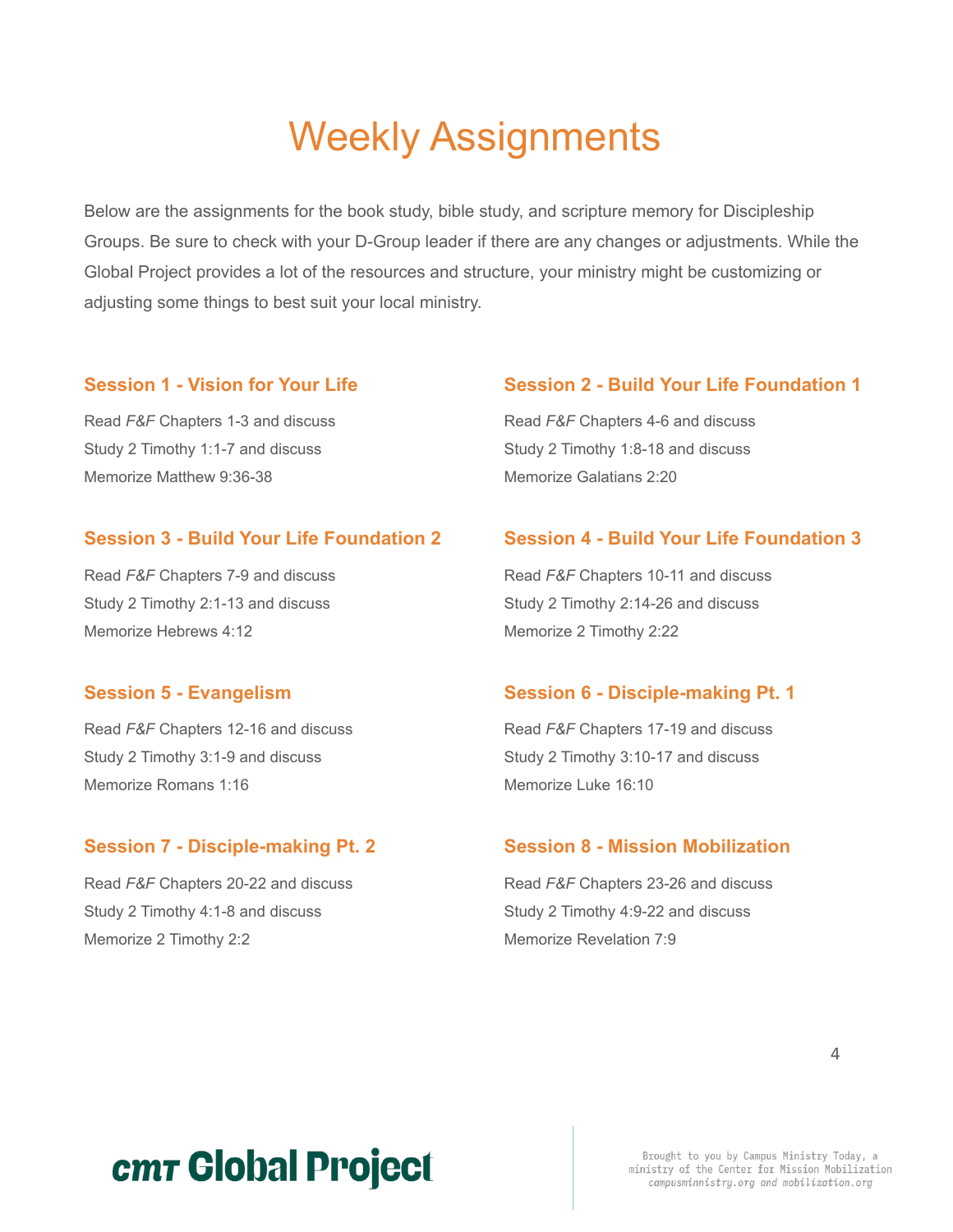# Weekly Assignments

Below are the assignments for the book study, bible study, and scripture memory for Discipleship Groups. Be sure to check with your D-Group leader if there are any changes or adjustments. While the Global Project provides a lot of the resources and structure, your ministry might be customizing or adjusting some things to best suit your local ministry.

### Session 1 - Vision for Your Life

Read *F&F* Chapters 1-3 and discuss
Study 2 Timothy 1:1-7 and discuss
Memorize Matthew 9:36-38

### Session 2 - Build Your Life Foundation 1

Read *F&F* Chapters 4-6 and discuss
Study 2 Timothy 1:8-18 and discuss
Memorize Galatians 2:20

### Session 3 - Build Your Life Foundation 2

Read *F&F* Chapters 7-9 and discuss
Study 2 Timothy 2:1-13 and discuss
Memorize Hebrews 4:12

### Session 4 - Build Your Life Foundation 3

Read *F&F* Chapters 10-11 and discuss
Study 2 Timothy 2:14-26 and discuss
Memorize 2 Timothy 2:22

### Session 5 - Evangelism

Read *F&F* Chapters 12-16 and discuss
Study 2 Timothy 3:1-9 and discuss
Memorize Romans 1:16

### Session 6 - Disciple-making Pt. 1

Read *F&F* Chapters 17-19 and discuss
Study 2 Timothy 3:10-17 and discuss
Memorize Luke 16:10

### Session 7 - Disciple-making Pt. 2

Read *F&F* Chapters 20-22 and discuss
Study 2 Timothy 4:1-8 and discuss
Memorize 2 Timothy 2:2

### Session 8 - Mission Mobilization

Read *F&F* Chapters 23-26 and discuss
Study 2 Timothy 4:9-22 and discuss
Memorize Revelation 7:9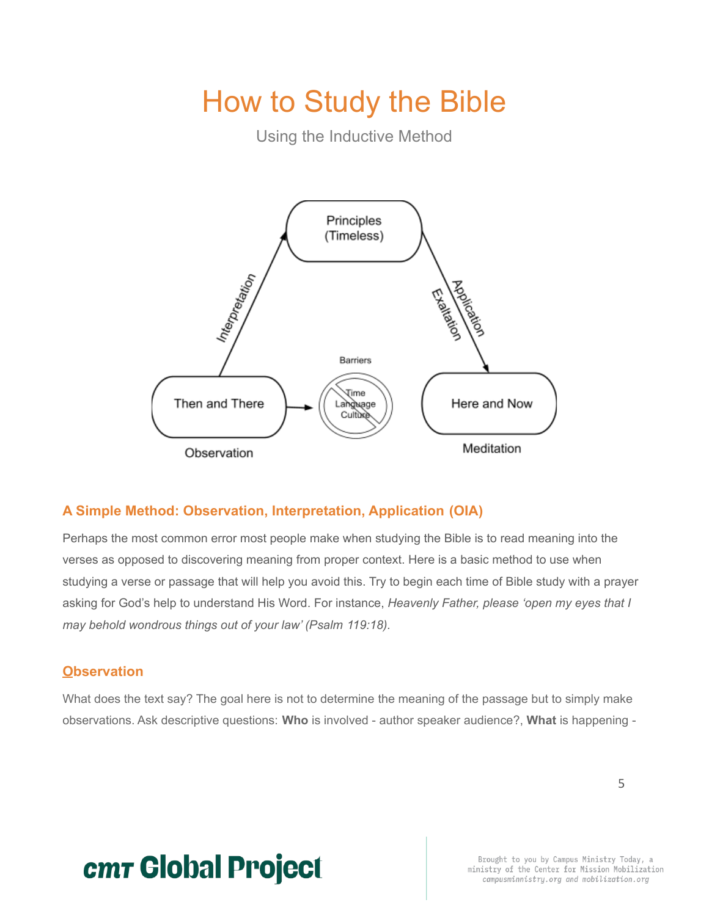# How to Study the Bible

Using the Inductive Method

### A Simple Method: Observation, Interpretation, Application (OIA)

Perhaps the most common error most people make when studying the Bible is to read meaning into the verses as opposed to discovering meaning from proper context. Here is a basic method to use when studying a verse or passage that will help you avoid this. Try to begin each time of Bible study with a prayer asking for God's help to understand His Word. For instance, *Heavenly Father, please 'open my eyes that I may behold wondrous things out of your law' (Psalm 119:18)*.

### Observation

What does the text say? The goal here is not to determine the meaning of the passage but to simply make observations. Ask descriptive questions: **Who** is involved - author speaker audience?, **What** is happening -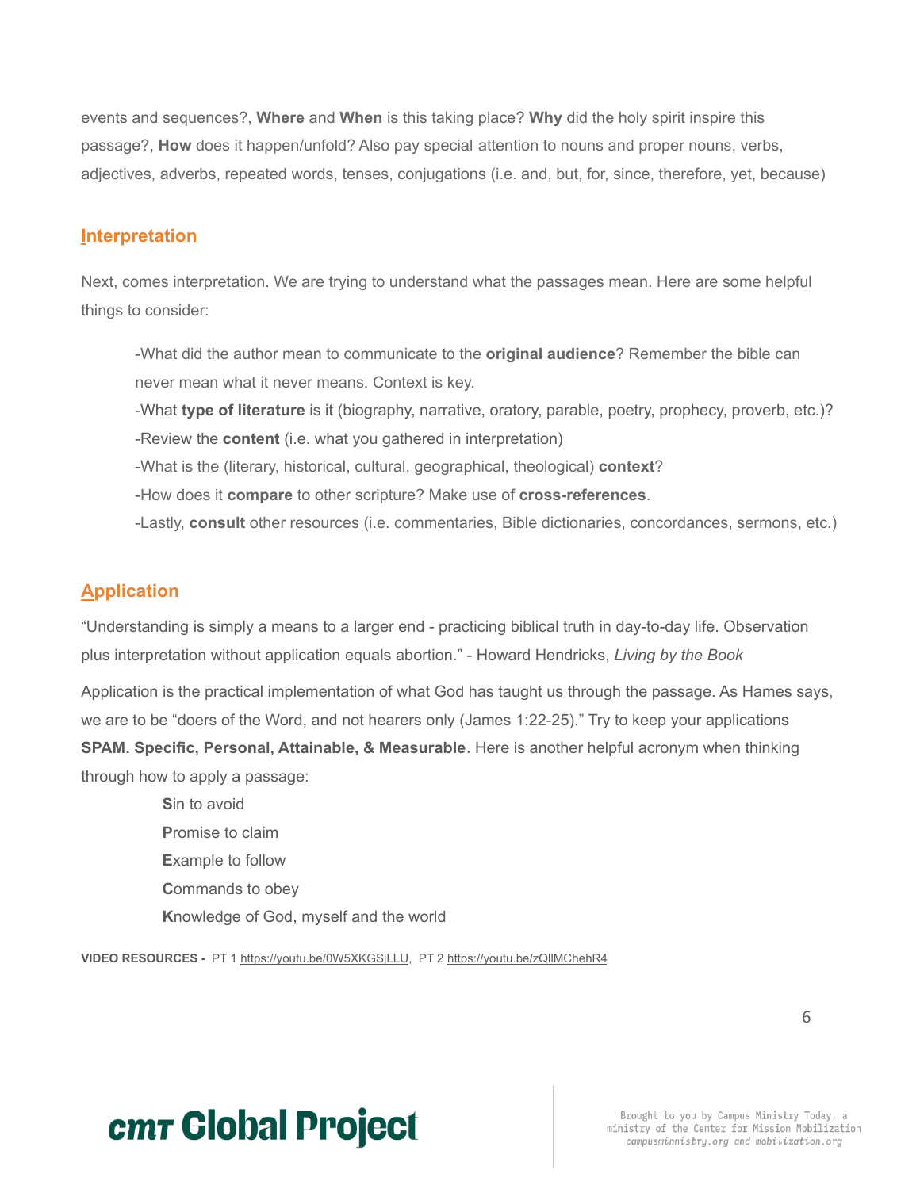events and sequences?, **Where** and **When** is this taking place? **Why** did the holy spirit inspire this passage?, **How** does it happen/unfold? Also pay special attention to nouns and proper nouns, verbs, adjectives, adverbs, repeated words, tenses, conjugations (i.e. and, but, for, since, therefore, yet, because)

## Interpretation

Next, comes interpretation. We are trying to understand what the passages mean. Here are some helpful things to consider:

-What did the author mean to communicate to the **original audience**? Remember the bible can never mean what it never means. Context is key.
-What **type of literature** is it (biography, narrative, oratory, parable, poetry, prophecy, proverb, etc.)?
-Review the **content** (i.e. what you gathered in interpretation)
-What is the (literary, historical, cultural, geographical, theological) **context**?
-How does it **compare** to other scripture? Make use of **cross-references**.
-Lastly, **consult** other resources (i.e. commentaries, Bible dictionaries, concordances, sermons, etc.)

## Application

"Understanding is simply a means to a larger end - practicing biblical truth in day-to-day life. Observation plus interpretation without application equals abortion." - Howard Hendricks, *Living by the Book*

Application is the practical implementation of what God has taught us through the passage. As Hames says, we are to be "doers of the Word, and not hearers only (James 1:22-25)." Try to keep your applications **SPAM. Specific, Personal, Attainable, & Measurable**. Here is another helpful acronym when thinking through how to apply a passage:

**S**in to avoid
**P**romise to claim
**E**xample to follow
**C**ommands to obey
**K**nowledge of God, myself and the world

**VIDEO RESOURCES -** PT 1 https://youtu.be/0W5XKGSjLLU, PT 2 https://youtu.be/zQllMChehR4

**cmt Global Project**

Brought to you by Campus Ministry Today, a ministry of the Center for Mission Mobilization
*campusminnistry.org and mobilization.org*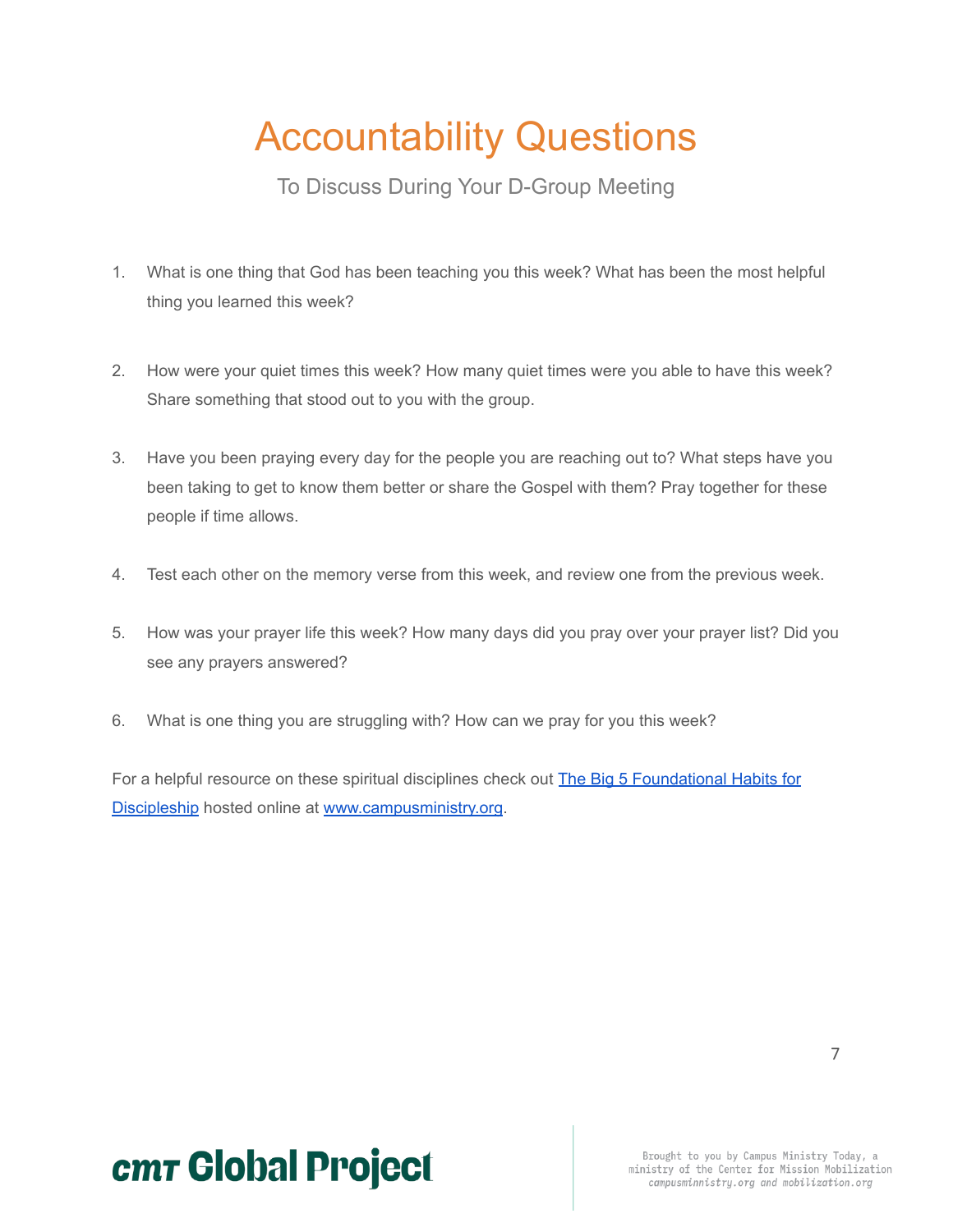# Accountability Questions

To Discuss During Your D-Group Meeting

1. What is one thing that God has been teaching you this week? What has been the most helpful thing you learned this week?

2. How were your quiet times this week? How many quiet times were you able to have this week? Share something that stood out to you with the group.

3. Have you been praying every day for the people you are reaching out to? What steps have you been taking to get to know them better or share the Gospel with them? Pray together for these people if time allows.

4. Test each other on the memory verse from this week, and review one from the previous week.

5. How was your prayer life this week? How many days did you pray over your prayer list? Did you see any prayers answered?

6. What is one thing you are struggling with? How can we pray for you this week?

For a helpful resource on these spiritual disciplines check out [The Big 5 Foundational Habits for Discipleship]() hosted online at [www.campusministry.org](www.campusministry.org).